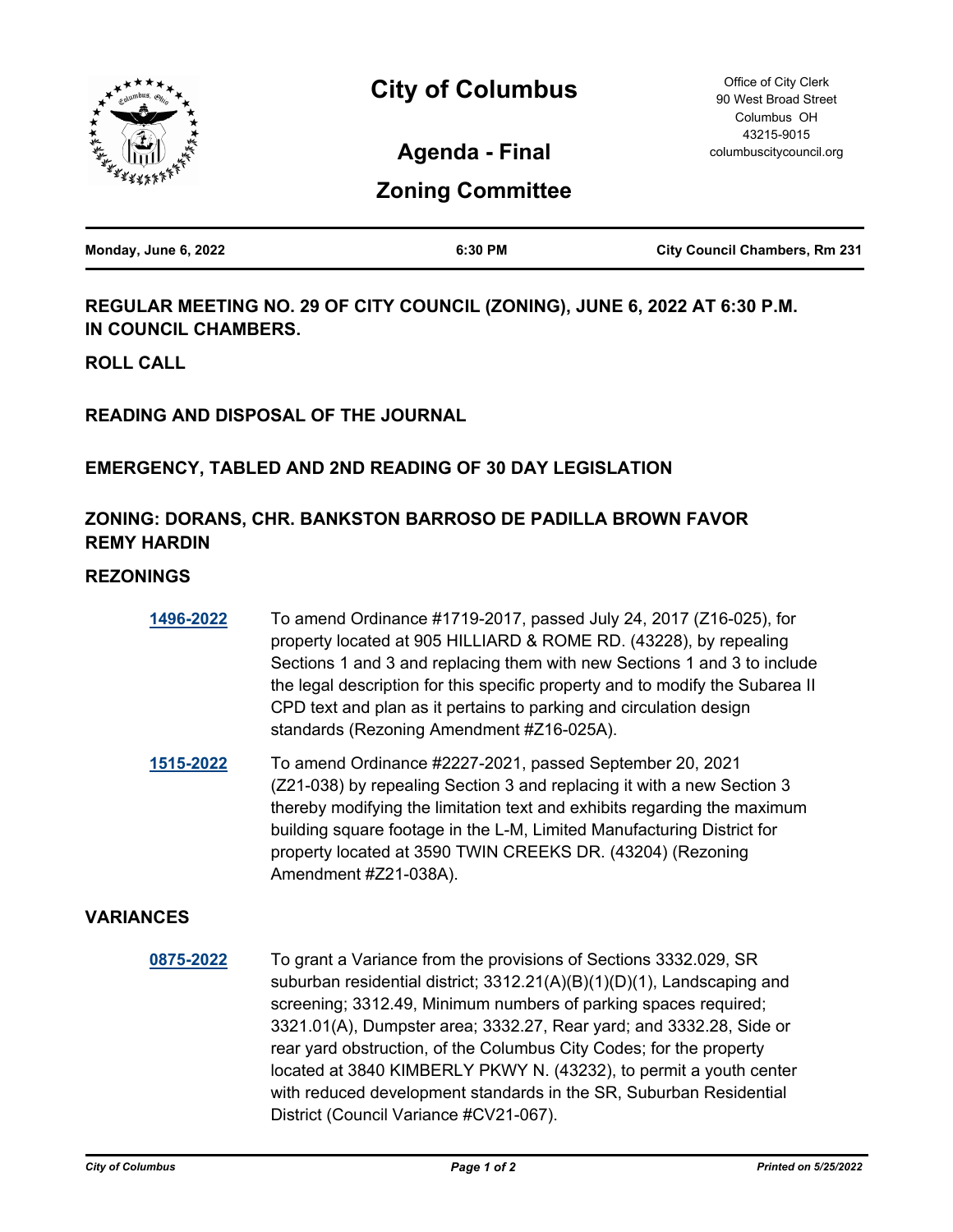# City of Columbus

Office of City Clerk
90 West Broad Street
Columbus OH
43215-9015
columbuscitycouncil.org

## Agenda - Final

## Zoning Committee

| Monday, June 6, 2022 | 6:30 PM | City Council Chambers, Rm 231 |
|---|---|---|

### REGULAR MEETING NO. 29 OF CITY COUNCIL (ZONING), JUNE 6, 2022 AT 6:30 P.M. IN COUNCIL CHAMBERS.

### ROLL CALL

### READING AND DISPOSAL OF THE JOURNAL

### EMERGENCY, TABLED AND 2ND READING OF 30 DAY LEGISLATION

### ZONING: DORANS, CHR. BANKSTON BARROSO DE PADILLA BROWN FAVOR REMY HARDIN

### REZONINGS

**1496-2022** To amend Ordinance #1719-2017, passed July 24, 2017 (Z16-025), for property located at 905 HILLIARD & ROME RD. (43228), by repealing Sections 1 and 3 and replacing them with new Sections 1 and 3 to include the legal description for this specific property and to modify the Subarea II CPD text and plan as it pertains to parking and circulation design standards (Rezoning Amendment #Z16-025A).

**1515-2022** To amend Ordinance #2227-2021, passed September 20, 2021 (Z21-038) by repealing Section 3 and replacing it with a new Section 3 thereby modifying the limitation text and exhibits regarding the maximum building square footage in the L-M, Limited Manufacturing District for property located at 3590 TWIN CREEKS DR. (43204) (Rezoning Amendment #Z21-038A).

### VARIANCES

**0875-2022** To grant a Variance from the provisions of Sections 3332.029, SR suburban residential district; 3312.21(A)(B)(1)(D)(1), Landscaping and screening; 3312.49, Minimum numbers of parking spaces required; 3321.01(A), Dumpster area; 3332.27, Rear yard; and 3332.28, Side or rear yard obstruction, of the Columbus City Codes; for the property located at 3840 KIMBERLY PKWY N. (43232), to permit a youth center with reduced development standards in the SR, Suburban Residential District (Council Variance #CV21-067).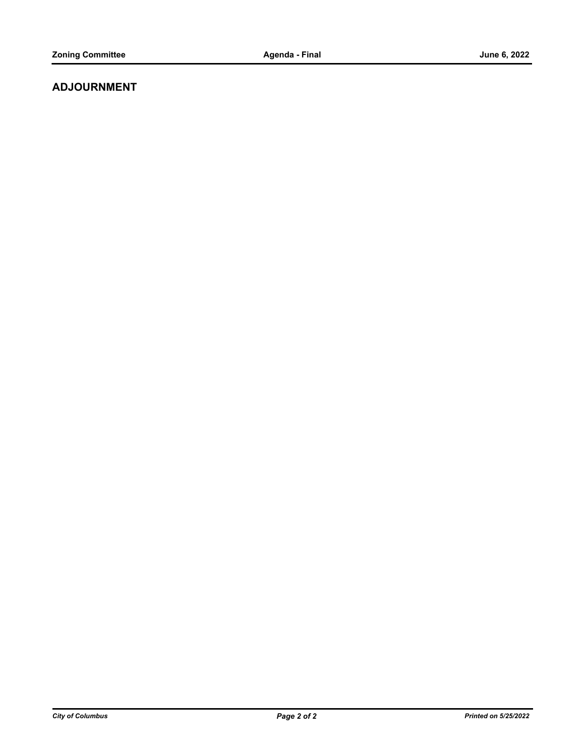## ADJOURNMENT